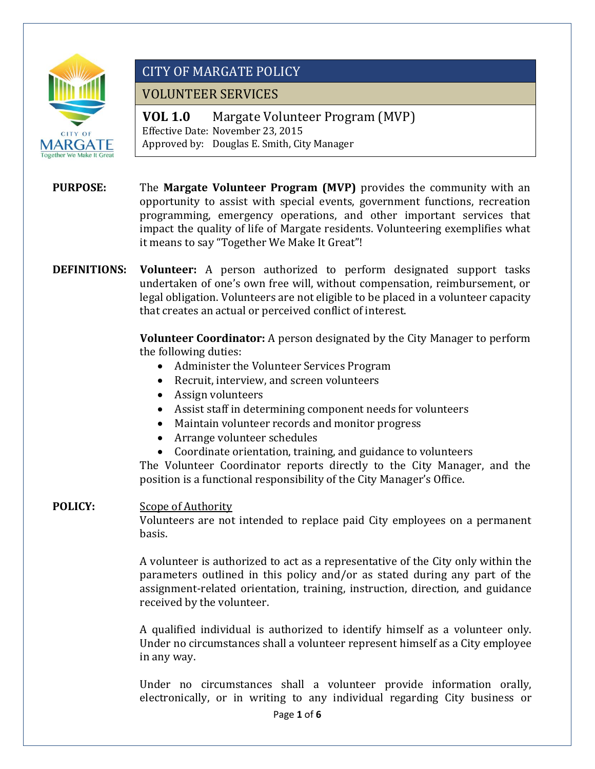# CITY OF MARGATE POLICY

## VOLUNTEER SERVICES

**VOL 1.0** Margate Volunteer Program (MVP)

Effective Date: November 23, 2015
Approved by: Douglas E. Smith, City Manager

**PURPOSE:** The **Margate Volunteer Program (MVP)** provides the community with an opportunity to assist with special events, government functions, recreation programming, emergency operations, and other important services that impact the quality of life of Margate residents. Volunteering exemplifies what it means to say "Together We Make It Great"!

**DEFINITIONS:** **Volunteer:** A person authorized to perform designated support tasks undertaken of one's own free will, without compensation, reimbursement, or legal obligation. Volunteers are not eligible to be placed in a volunteer capacity that creates an actual or perceived conflict of interest.

**Volunteer Coordinator:** A person designated by the City Manager to perform the following duties:

- Administer the Volunteer Services Program
- Recruit, interview, and screen volunteers
- Assign volunteers
- Assist staff in determining component needs for volunteers
- Maintain volunteer records and monitor progress
- Arrange volunteer schedules
- Coordinate orientation, training, and guidance to volunteers

The Volunteer Coordinator reports directly to the City Manager, and the position is a functional responsibility of the City Manager's Office.

**POLICY:** <u>Scope of Authority</u>

Volunteers are not intended to replace paid City employees on a permanent basis.

A volunteer is authorized to act as a representative of the City only within the parameters outlined in this policy and/or as stated during any part of the assignment-related orientation, training, instruction, direction, and guidance received by the volunteer.

A qualified individual is authorized to identify himself as a volunteer only. Under no circumstances shall a volunteer represent himself as a City employee in any way.

Under no circumstances shall a volunteer provide information orally, electronically, or in writing to any individual regarding City business or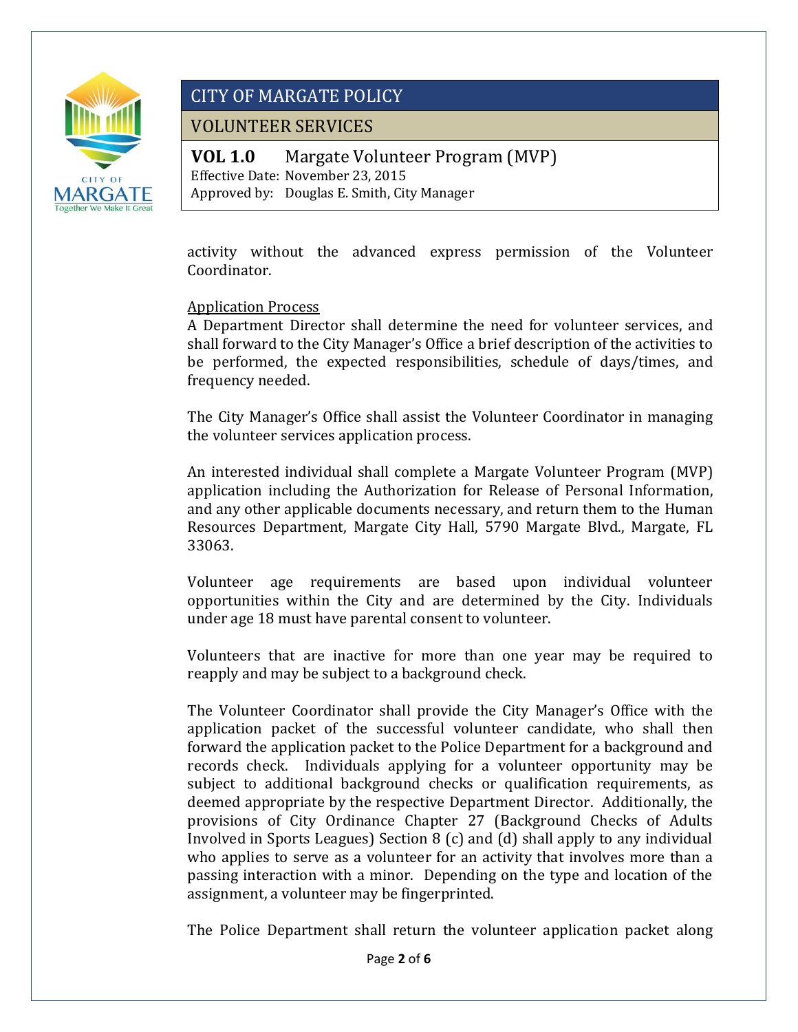activity without the advanced express permission of the Volunteer Coordinator.

Application Process

A Department Director shall determine the need for volunteer services, and shall forward to the City Manager's Office a brief description of the activities to be performed, the expected responsibilities, schedule of days/times, and frequency needed.

The City Manager's Office shall assist the Volunteer Coordinator in managing the volunteer services application process.

An interested individual shall complete a Margate Volunteer Program (MVP) application including the Authorization for Release of Personal Information, and any other applicable documents necessary, and return them to the Human Resources Department, Margate City Hall, 5790 Margate Blvd., Margate, FL 33063.

Volunteer age requirements are based upon individual volunteer opportunities within the City and are determined by the City. Individuals under age 18 must have parental consent to volunteer.

Volunteers that are inactive for more than one year may be required to reapply and may be subject to a background check.

The Volunteer Coordinator shall provide the City Manager's Office with the application packet of the successful volunteer candidate, who shall then forward the application packet to the Police Department for a background and records check. Individuals applying for a volunteer opportunity may be subject to additional background checks or qualification requirements, as deemed appropriate by the respective Department Director. Additionally, the provisions of City Ordinance Chapter 27 (Background Checks of Adults Involved in Sports Leagues) Section 8 (c) and (d) shall apply to any individual who applies to serve as a volunteer for an activity that involves more than a passing interaction with a minor. Depending on the type and location of the assignment, a volunteer may be fingerprinted.

The Police Department shall return the volunteer application packet along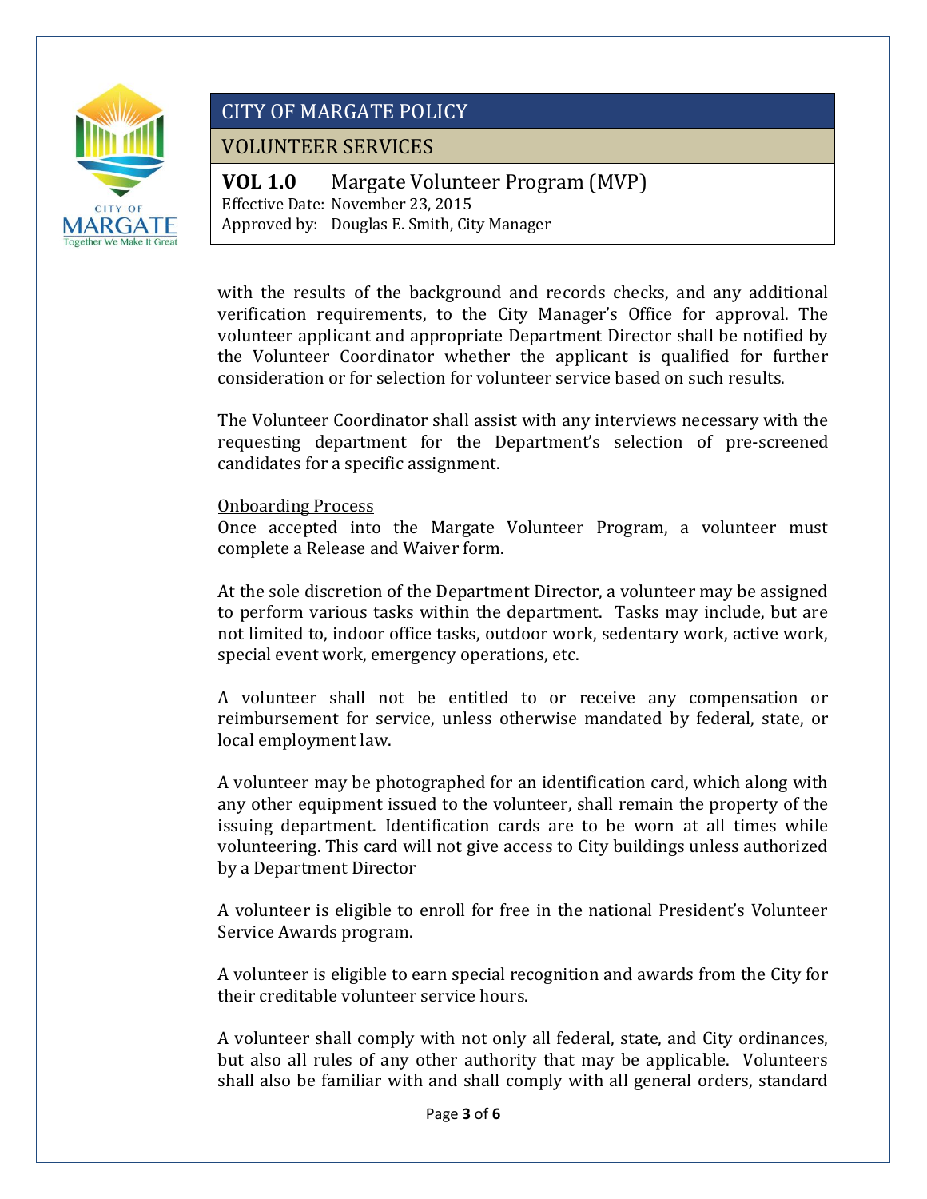with the results of the background and records checks, and any additional verification requirements, to the City Manager's Office for approval. The volunteer applicant and appropriate Department Director shall be notified by the Volunteer Coordinator whether the applicant is qualified for further consideration or for selection for volunteer service based on such results.

The Volunteer Coordinator shall assist with any interviews necessary with the requesting department for the Department's selection of pre-screened candidates for a specific assignment.

Onboarding Process

Once accepted into the Margate Volunteer Program, a volunteer must complete a Release and Waiver form.

At the sole discretion of the Department Director, a volunteer may be assigned to perform various tasks within the department. Tasks may include, but are not limited to, indoor office tasks, outdoor work, sedentary work, active work, special event work, emergency operations, etc.

A volunteer shall not be entitled to or receive any compensation or reimbursement for service, unless otherwise mandated by federal, state, or local employment law.

A volunteer may be photographed for an identification card, which along with any other equipment issued to the volunteer, shall remain the property of the issuing department. Identification cards are to be worn at all times while volunteering. This card will not give access to City buildings unless authorized by a Department Director

A volunteer is eligible to enroll for free in the national President's Volunteer Service Awards program.

A volunteer is eligible to earn special recognition and awards from the City for their creditable volunteer service hours.

A volunteer shall comply with not only all federal, state, and City ordinances, but also all rules of any other authority that may be applicable. Volunteers shall also be familiar with and shall comply with all general orders, standard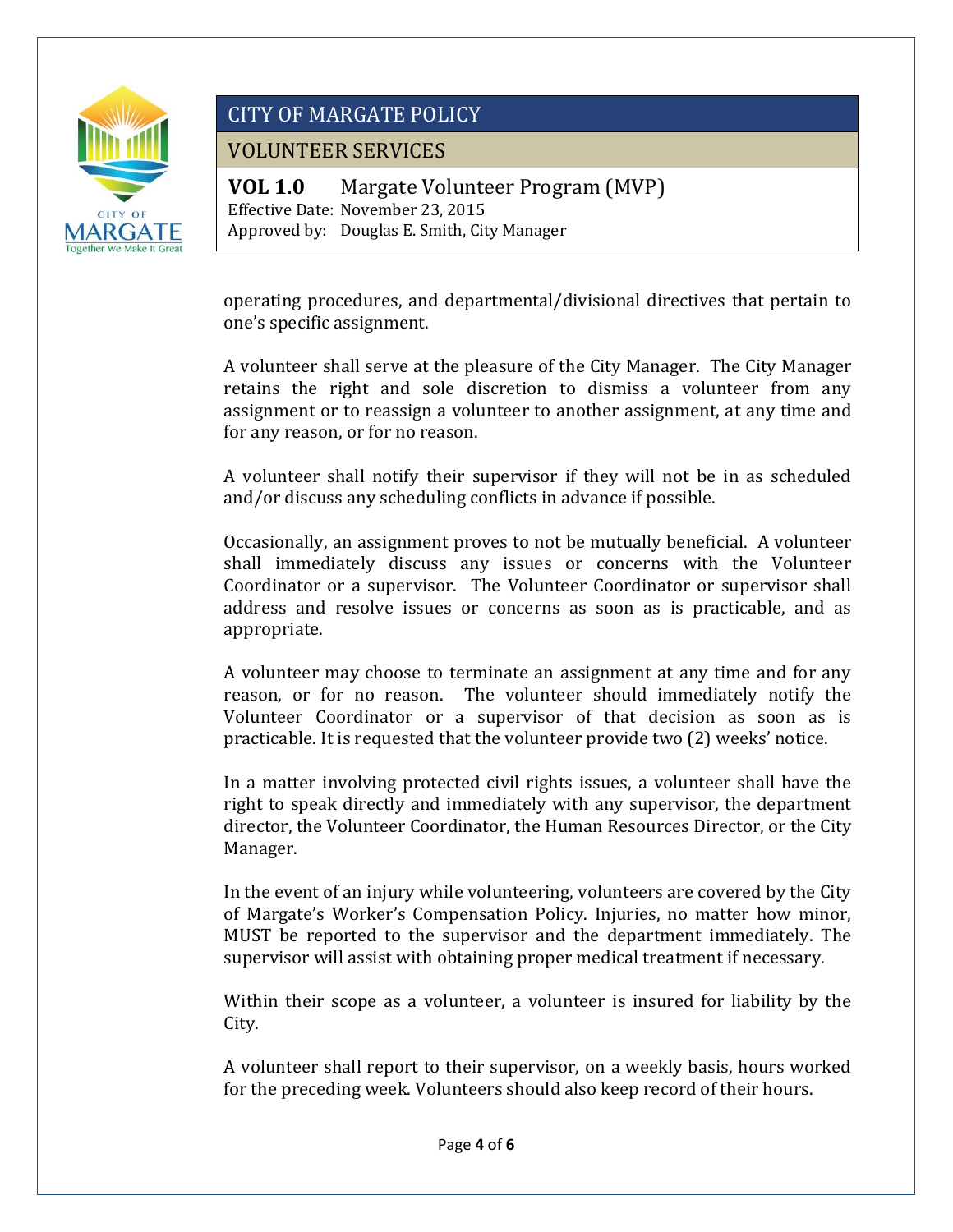operating procedures, and departmental/divisional directives that pertain to one's specific assignment.

A volunteer shall serve at the pleasure of the City Manager. The City Manager retains the right and sole discretion to dismiss a volunteer from any assignment or to reassign a volunteer to another assignment, at any time and for any reason, or for no reason.

A volunteer shall notify their supervisor if they will not be in as scheduled and/or discuss any scheduling conflicts in advance if possible.

Occasionally, an assignment proves to not be mutually beneficial. A volunteer shall immediately discuss any issues or concerns with the Volunteer Coordinator or a supervisor. The Volunteer Coordinator or supervisor shall address and resolve issues or concerns as soon as is practicable, and as appropriate.

A volunteer may choose to terminate an assignment at any time and for any reason, or for no reason. The volunteer should immediately notify the Volunteer Coordinator or a supervisor of that decision as soon as is practicable. It is requested that the volunteer provide two (2) weeks' notice.

In a matter involving protected civil rights issues, a volunteer shall have the right to speak directly and immediately with any supervisor, the department director, the Volunteer Coordinator, the Human Resources Director, or the City Manager.

In the event of an injury while volunteering, volunteers are covered by the City of Margate's Worker's Compensation Policy. Injuries, no matter how minor, MUST be reported to the supervisor and the department immediately. The supervisor will assist with obtaining proper medical treatment if necessary.

Within their scope as a volunteer, a volunteer is insured for liability by the City.

A volunteer shall report to their supervisor, on a weekly basis, hours worked for the preceding week. Volunteers should also keep record of their hours.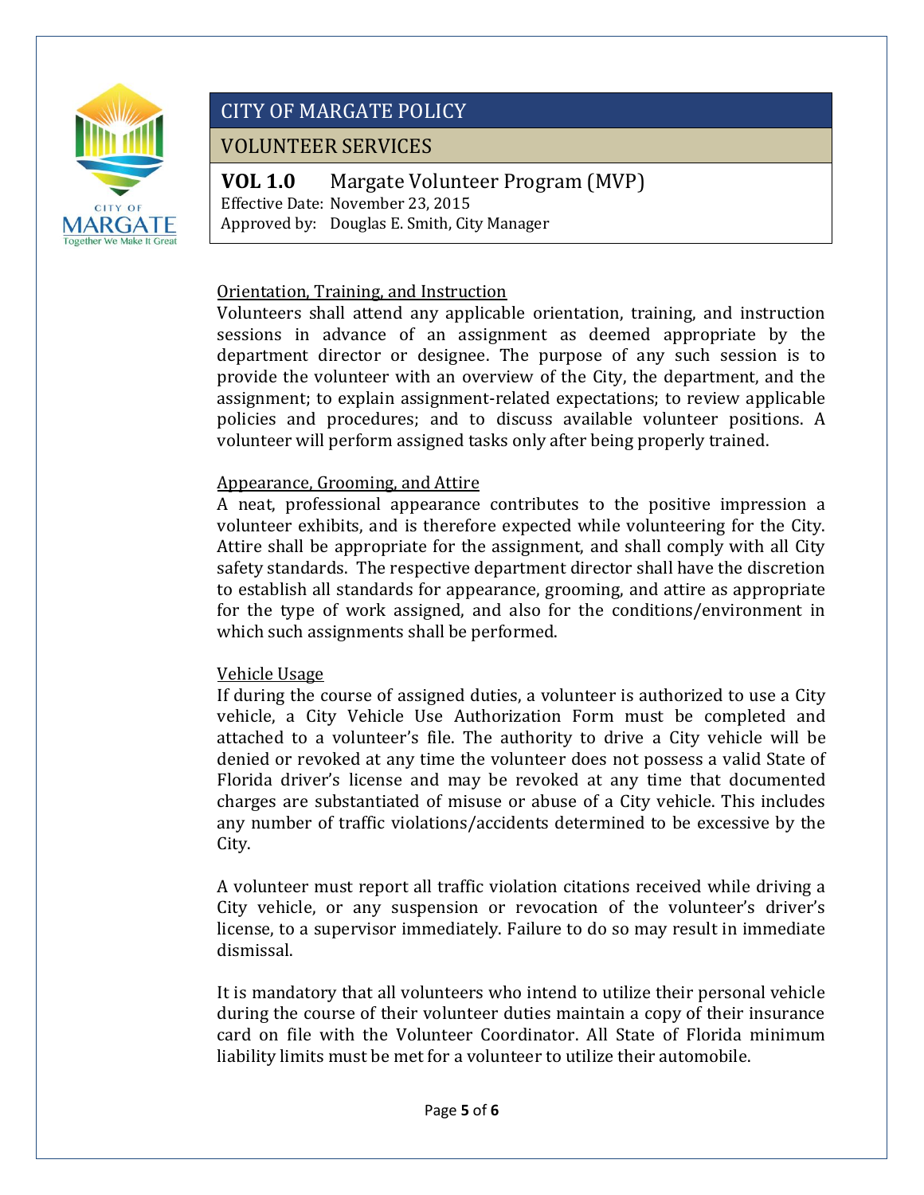# CITY OF MARGATE POLICY

## VOLUNTEER SERVICES

**VOL 1.0** Margate Volunteer Program (MVP)
Effective Date: November 23, 2015
Approved by: Douglas E. Smith, City Manager

### Orientation, Training, and Instruction

Volunteers shall attend any applicable orientation, training, and instruction sessions in advance of an assignment as deemed appropriate by the department director or designee. The purpose of any such session is to provide the volunteer with an overview of the City, the department, and the assignment; to explain assignment-related expectations; to review applicable policies and procedures; and to discuss available volunteer positions. A volunteer will perform assigned tasks only after being properly trained.

### Appearance, Grooming, and Attire

A neat, professional appearance contributes to the positive impression a volunteer exhibits, and is therefore expected while volunteering for the City. Attire shall be appropriate for the assignment, and shall comply with all City safety standards. The respective department director shall have the discretion to establish all standards for appearance, grooming, and attire as appropriate for the type of work assigned, and also for the conditions/environment in which such assignments shall be performed.

### Vehicle Usage

If during the course of assigned duties, a volunteer is authorized to use a City vehicle, a City Vehicle Use Authorization Form must be completed and attached to a volunteer's file. The authority to drive a City vehicle will be denied or revoked at any time the volunteer does not possess a valid State of Florida driver's license and may be revoked at any time that documented charges are substantiated of misuse or abuse of a City vehicle. This includes any number of traffic violations/accidents determined to be excessive by the City.

A volunteer must report all traffic violation citations received while driving a City vehicle, or any suspension or revocation of the volunteer's driver's license, to a supervisor immediately. Failure to do so may result in immediate dismissal.

It is mandatory that all volunteers who intend to utilize their personal vehicle during the course of their volunteer duties maintain a copy of their insurance card on file with the Volunteer Coordinator. All State of Florida minimum liability limits must be met for a volunteer to utilize their automobile.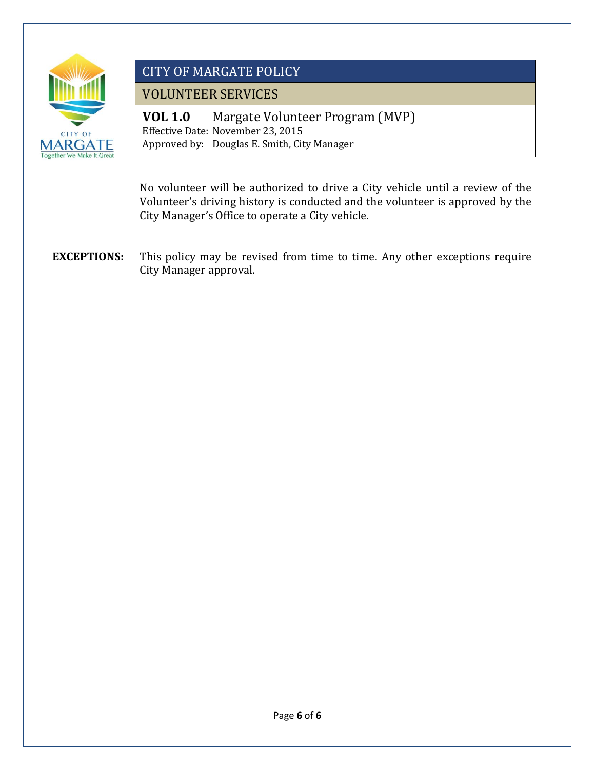No volunteer will be authorized to drive a City vehicle until a review of the Volunteer's driving history is conducted and the volunteer is approved by the City Manager's Office to operate a City vehicle.

**EXCEPTIONS:** This policy may be revised from time to time. Any other exceptions require City Manager approval.